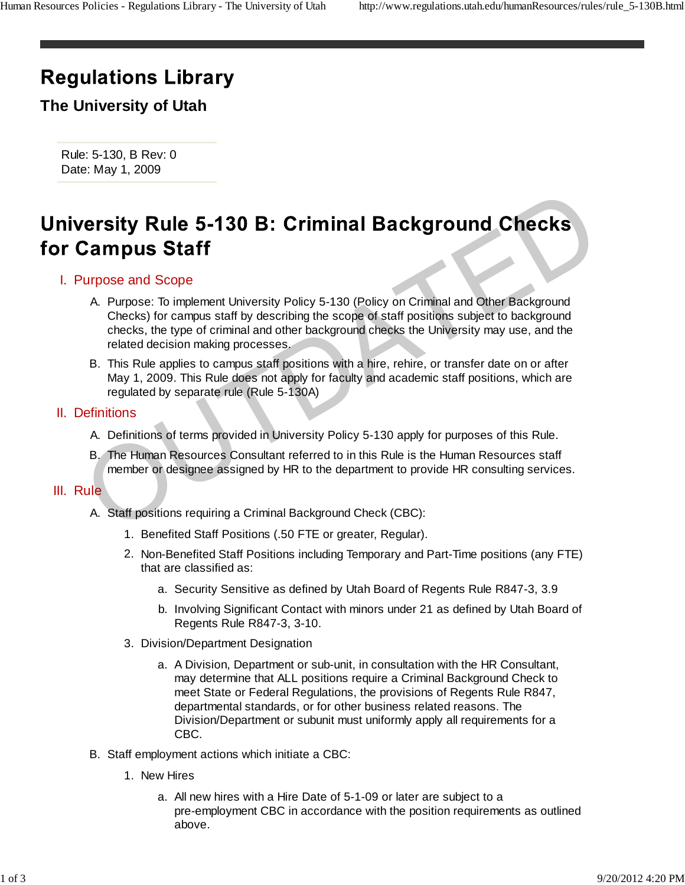# Regulations Library

## The University of Utah

Rule: 5-130, B Rev: 0
Date: May 1, 2009

# University Rule 5-130 B: Criminal Background Checks for Campus Staff

## I. Purpose and Scope

A. Purpose: To implement University Policy 5-130 (Policy on Criminal and Other Background Checks) for campus staff by describing the scope of staff positions subject to background checks, the type of criminal and other background checks the University may use, and the related decision making processes.

B. This Rule applies to campus staff positions with a hire, rehire, or transfer date on or after May 1, 2009. This Rule does not apply for faculty and academic staff positions, which are regulated by separate rule (Rule 5-130A)

## II. Definitions

A. Definitions of terms provided in University Policy 5-130 apply for purposes of this Rule.

B. The Human Resources Consultant referred to in this Rule is the Human Resources staff member or designee assigned by HR to the department to provide HR consulting services.

## III. Rule

A. Staff positions requiring a Criminal Background Check (CBC):

1. Benefited Staff Positions (.50 FTE or greater, Regular).
2. Non-Benefited Staff Positions including Temporary and Part-Time positions (any FTE) that are classified as:
   a. Security Sensitive as defined by Utah Board of Regents Rule R847-3, 3.9
   b. Involving Significant Contact with minors under 21 as defined by Utah Board of Regents Rule R847-3, 3-10.
3. Division/Department Designation
   a. A Division, Department or sub-unit, in consultation with the HR Consultant, may determine that ALL positions require a Criminal Background Check to meet State or Federal Regulations, the provisions of Regents Rule R847, departmental standards, or for other business related reasons. The Division/Department or subunit must uniformly apply all requirements for a CBC.

B. Staff employment actions which initiate a CBC:

1. New Hires
   a. All new hires with a Hire Date of 5-1-09 or later are subject to a pre-employment CBC in accordance with the position requirements as outlined above.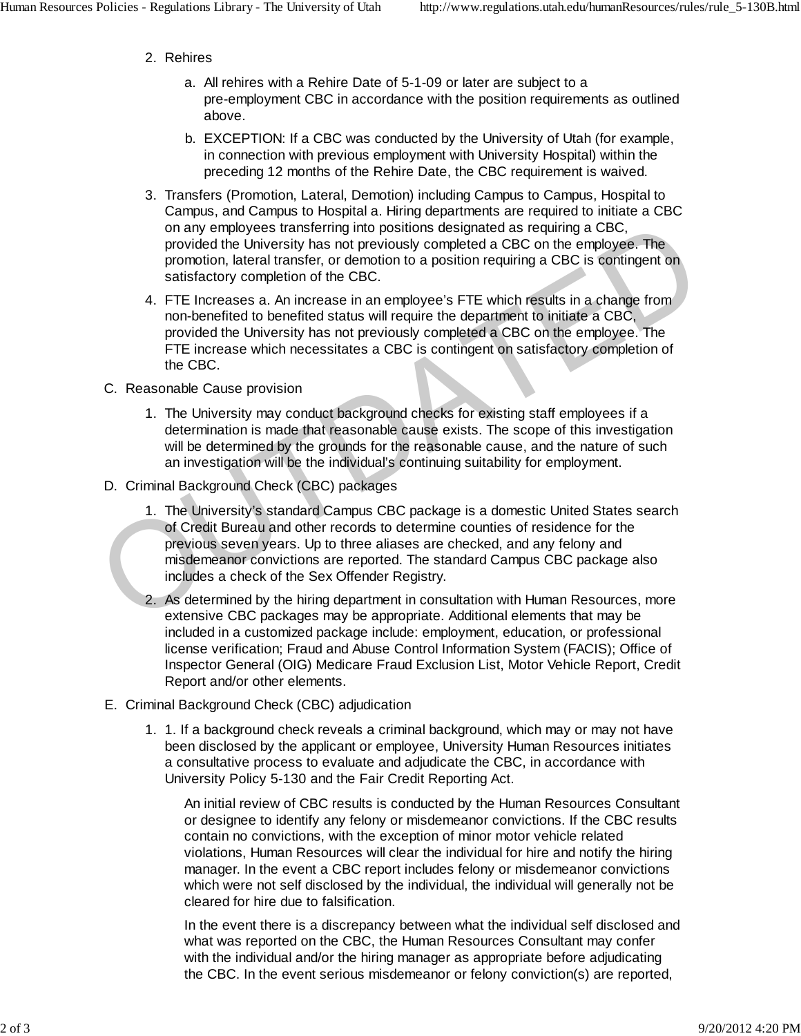2. Rehires

   a. All rehires with a Rehire Date of 5-1-09 or later are subject to a pre-employment CBC in accordance with the position requirements as outlined above.

   b. EXCEPTION: If a CBC was conducted by the University of Utah (for example, in connection with previous employment with University Hospital) within the preceding 12 months of the Rehire Date, the CBC requirement is waived.

3. Transfers (Promotion, Lateral, Demotion) including Campus to Campus, Hospital to Campus, and Campus to Hospital a. Hiring departments are required to initiate a CBC on any employees transferring into positions designated as requiring a CBC, provided the University has not previously completed a CBC on the employee. The promotion, lateral transfer, or demotion to a position requiring a CBC is contingent on satisfactory completion of the CBC.

4. FTE Increases a. An increase in an employee's FTE which results in a change from non-benefited to benefited status will require the department to initiate a CBC, provided the University has not previously completed a CBC on the employee. The FTE increase which necessitates a CBC is contingent on satisfactory completion of the CBC.

C. Reasonable Cause provision

1. The University may conduct background checks for existing staff employees if a determination is made that reasonable cause exists. The scope of this investigation will be determined by the grounds for the reasonable cause, and the nature of such an investigation will be the individual's continuing suitability for employment.

D. Criminal Background Check (CBC) packages

1. The University's standard Campus CBC package is a domestic United States search of Credit Bureau and other records to determine counties of residence for the previous seven years. Up to three aliases are checked, and any felony and misdemeanor convictions are reported. The standard Campus CBC package also includes a check of the Sex Offender Registry.

2. As determined by the hiring department in consultation with Human Resources, more extensive CBC packages may be appropriate. Additional elements that may be included in a customized package include: employment, education, or professional license verification; Fraud and Abuse Control Information System (FACIS); Office of Inspector General (OIG) Medicare Fraud Exclusion List, Motor Vehicle Report, Credit Report and/or other elements.

E. Criminal Background Check (CBC) adjudication

1. 1. If a background check reveals a criminal background, which may or may not have been disclosed by the applicant or employee, University Human Resources initiates a consultative process to evaluate and adjudicate the CBC, in accordance with University Policy 5-130 and the Fair Credit Reporting Act.

   An initial review of CBC results is conducted by the Human Resources Consultant or designee to identify any felony or misdemeanor convictions. If the CBC results contain no convictions, with the exception of minor motor vehicle related violations, Human Resources will clear the individual for hire and notify the hiring manager. In the event a CBC report includes felony or misdemeanor convictions which were not self disclosed by the individual, the individual will generally not be cleared for hire due to falsification.

   In the event there is a discrepancy between what the individual self disclosed and what was reported on the CBC, the Human Resources Consultant may confer with the individual and/or the hiring manager as appropriate before adjudicating the CBC. In the event serious misdemeanor or felony conviction(s) are reported,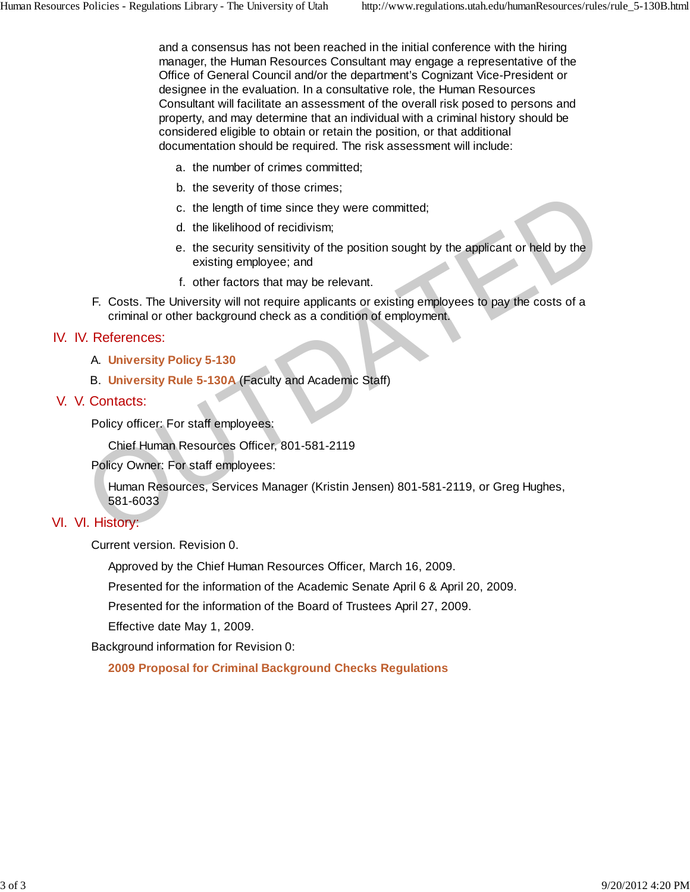and a consensus has not been reached in the initial conference with the hiring manager, the Human Resources Consultant may engage a representative of the Office of General Council and/or the department's Cognizant Vice-President or designee in the evaluation. In a consultative role, the Human Resources Consultant will facilitate an assessment of the overall risk posed to persons and property, and may determine that an individual with a criminal history should be considered eligible to obtain or retain the position, or that additional documentation should be required. The risk assessment will include:

a. the number of crimes committed;
b. the severity of those crimes;
c. the length of time since they were committed;
d. the likelihood of recidivism;
e. the security sensitivity of the position sought by the applicant or held by the existing employee; and
f. other factors that may be relevant.

F. Costs. The University will not require applicants or existing employees to pay the costs of a criminal or other background check as a condition of employment.

## IV. IV. References:

A. **University Policy 5-130**

B. **University Rule 5-130A** (Faculty and Academic Staff)

## V. V. Contacts:

Policy officer: For staff employees:

Chief Human Resources Officer, 801-581-2119

Policy Owner: For staff employees:

Human Resources, Services Manager (Kristin Jensen) 801-581-2119, or Greg Hughes, 581-6033

## VI. VI. History:

Current version. Revision 0.

Approved by the Chief Human Resources Officer, March 16, 2009.

Presented for the information of the Academic Senate April 6 & April 20, 2009.

Presented for the information of the Board of Trustees April 27, 2009.

Effective date May 1, 2009.

Background information for Revision 0:

**2009 Proposal for Criminal Background Checks Regulations**

OUTDATED